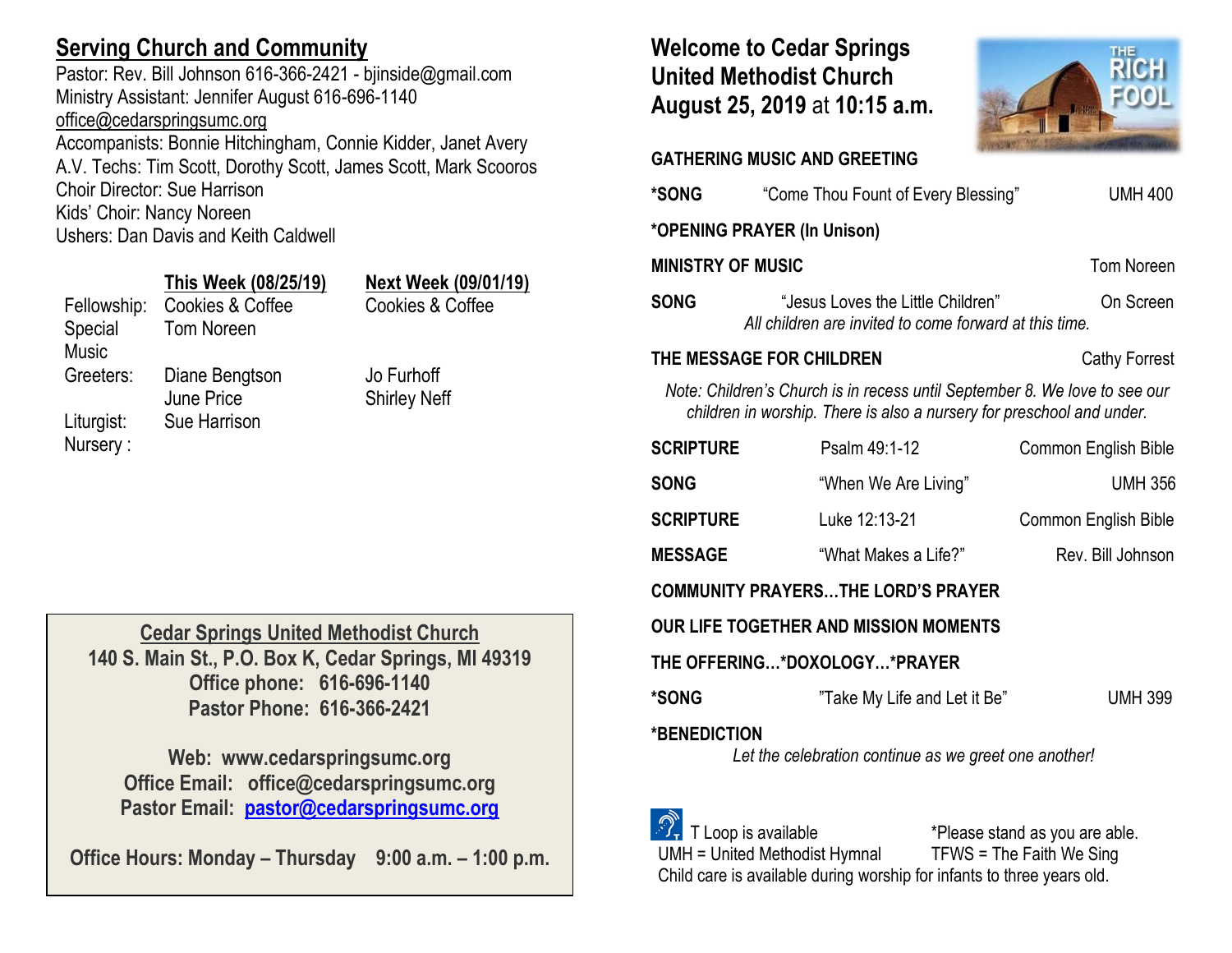## Serving Church and Community

Pastor: Rev. Bill Johnson 616-366-2421 - bjinside@gmail.com
Ministry Assistant: Jennifer August 616-696-1140
office@cedarspringsumc.org
Accompanists: Bonnie Hitchingham, Connie Kidder, Janet Avery
A.V. Techs: Tim Scott, Dorothy Scott, James Scott, Mark Scooros
Choir Director: Sue Harrison
Kids' Choir: Nancy Noreen
Ushers: Dan Davis and Keith Caldwell

| | This Week (08/25/19) | Next Week (09/01/19) |
|---|---|---|
| Fellowship: | Cookies & Coffee | Cookies & Coffee |
| Special Music | Tom Noreen | |
| Greeters: | Diane Bengtson<br>June Price | Jo Furhoff<br>Shirley Neff |
| Liturgist: | Sue Harrison | |
| Nursery : | | |

**Cedar Springs United Methodist Church**
**140 S. Main St., P.O. Box K, Cedar Springs, MI 49319**
**Office phone: 616-696-1140**
**Pastor Phone: 616-366-2421**

**Web: www.cedarspringsumc.org**
**Office Email: office@cedarspringsumc.org**
**Pastor Email: pastor@cedarspringsumc.org**

**Office Hours: Monday – Thursday 9:00 a.m. – 1:00 p.m.**

# Welcome to Cedar Springs United Methodist Church August 25, 2019 at 10:15 a.m.

THE RICH FOOL

**GATHERING MUSIC AND GREETING**

**\*SONG** "Come Thou Fount of Every Blessing" UMH 400

**\*OPENING PRAYER (In Unison)**

**MINISTRY OF MUSIC** Tom Noreen

**SONG** "Jesus Loves the Little Children" On Screen
*All children are invited to come forward at this time.*

**THE MESSAGE FOR CHILDREN** Cathy Forrest

*Note: Children's Church is in recess until September 8. We love to see our children in worship. There is also a nursery for preschool and under.*

**SCRIPTURE** Psalm 49:1-12 Common English Bible

**SONG** "When We Are Living" UMH 356

**SCRIPTURE** Luke 12:13-21 Common English Bible

**MESSAGE** "What Makes a Life?" Rev. Bill Johnson

**COMMUNITY PRAYERS…THE LORD'S PRAYER**

**OUR LIFE TOGETHER AND MISSION MOMENTS**

**THE OFFERING…\*DOXOLOGY…\*PRAYER**

**\*SONG** "Take My Life and Let it Be" UMH 399

**\*BENEDICTION**
*Let the celebration continue as we greet one another!*

T Loop is available *Please stand as you are able.
UMH = United Methodist Hymnal TFWS = The Faith We Sing
Child care is available during worship for infants to three years old.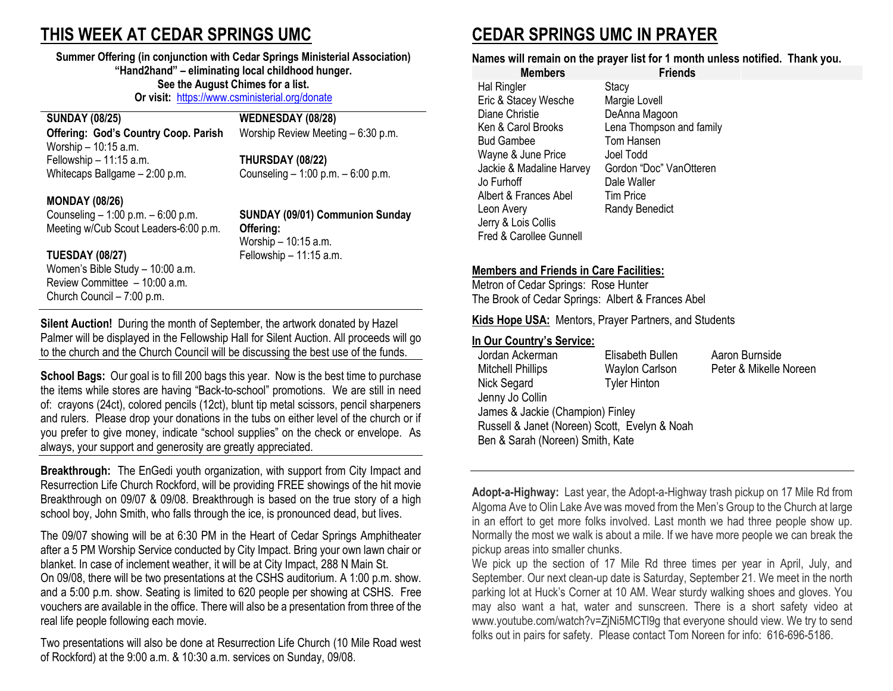# THIS WEEK AT CEDAR SPRINGS UMC

**Summer Offering (in conjunction with Cedar Springs Ministerial Association)**
**"Hand2hand" – eliminating local childhood hunger.**
**See the August Chimes for a list.**
**Or visit:** https://www.csministerial.org/donate

**SUNDAY (08/25)**
**Offering: God's Country Coop. Parish**
Worship – 10:15 a.m.
Fellowship – 11:15 a.m.
Whitecaps Ballgame – 2:00 p.m.

**MONDAY (08/26)**
Counseling – 1:00 p.m. – 6:00 p.m.
Meeting w/Cub Scout Leaders-6:00 p.m.

**TUESDAY (08/27)**
Women's Bible Study – 10:00 a.m.
Review Committee – 10:00 a.m.
Church Council – 7:00 p.m.

**WEDNESDAY (08/28)**
Worship Review Meeting – 6:30 p.m.

**THURSDAY (08/22)**
Counseling – 1:00 p.m. – 6:00 p.m.

**SUNDAY (09/01) Communion Sunday**
**Offering:**
Worship – 10:15 a.m.
Fellowship – 11:15 a.m.

**Silent Auction!** During the month of September, the artwork donated by Hazel Palmer will be displayed in the Fellowship Hall for Silent Auction. All proceeds will go to the church and the Church Council will be discussing the best use of the funds.

**School Bags:** Our goal is to fill 200 bags this year. Now is the best time to purchase the items while stores are having "Back-to-school" promotions. We are still in need of: crayons (24ct), colored pencils (12ct), blunt tip metal scissors, pencil sharpeners and rulers. Please drop your donations in the tubs on either level of the church or if you prefer to give money, indicate "school supplies" on the check or envelope. As always, your support and generosity are greatly appreciated.

**Breakthrough:** The EnGedi youth organization, with support from City Impact and Resurrection Life Church Rockford, will be providing FREE showings of the hit movie Breakthrough on 09/07 & 09/08. Breakthrough is based on the true story of a high school boy, John Smith, who falls through the ice, is pronounced dead, but lives.

The 09/07 showing will be at 6:30 PM in the Heart of Cedar Springs Amphitheater after a 5 PM Worship Service conducted by City Impact. Bring your own lawn chair or blanket. In case of inclement weather, it will be at City Impact, 288 N Main St.
On 09/08, there will be two presentations at the CSHS auditorium. A 1:00 p.m. show. and a 5:00 p.m. show. Seating is limited to 620 people per showing at CSHS. Free vouchers are available in the office. There will also be a presentation from three of the real life people following each movie.

Two presentations will also be done at Resurrection Life Church (10 Mile Road west of Rockford) at the 9:00 a.m. & 10:30 a.m. services on Sunday, 09/08.

# CEDAR SPRINGS UMC IN PRAYER

**Names will remain on the prayer list for 1 month unless notified. Thank you.**

| Members | Friends |
|---|---|
| Hal Ringler | Stacy |
| Eric & Stacey Wesche | Margie Lovell |
| Diane Christie | DeAnna Magoon |
| Ken & Carol Brooks | Lena Thompson and family |
| Bud Gambee | Tom Hansen |
| Wayne & June Price | Joel Todd |
| Jackie & Madaline Harvey | Gordon "Doc" VanOtteren |
| Jo Furhoff | Dale Waller |
| Albert & Frances Abel | Tim Price |
| Leon Avery | Randy Benedict |
| Jerry & Lois Collis | |
| Fred & Carollee Gunnell | |

**Members and Friends in Care Facilities:**
Metron of Cedar Springs: Rose Hunter
The Brook of Cedar Springs: Albert & Frances Abel

**Kids Hope USA:** Mentors, Prayer Partners, and Students

**In Our Country's Service:**
Jordan Ackerman
Mitchell Phillips
Nick Segard
Elisabeth Bullen
Waylon Carlson
Tyler Hinton
Aaron Burnside
Peter & Mikelle Noreen
Jenny Jo Collin
James & Jackie (Champion) Finley
Russell & Janet (Noreen) Scott, Evelyn & Noah
Ben & Sarah (Noreen) Smith, Kate

**Adopt-a-Highway:** Last year, the Adopt-a-Highway trash pickup on 17 Mile Rd from Algoma Ave to Olin Lake Ave was moved from the Men's Group to the Church at large in an effort to get more folks involved. Last month we had three people show up. Normally the most we walk is about a mile. If we have more people we can break the pickup areas into smaller chunks.
We pick up the section of 17 Mile Rd three times per year in April, July, and September. Our next clean-up date is Saturday, September 21. We meet in the north parking lot at Huck's Corner at 10 AM. Wear sturdy walking shoes and gloves. You may also want a hat, water and sunscreen. There is a short safety video at www.youtube.com/watch?v=ZjNi5MCTl9g that everyone should view. We try to send folks out in pairs for safety. Please contact Tom Noreen for info: 616-696-5186.